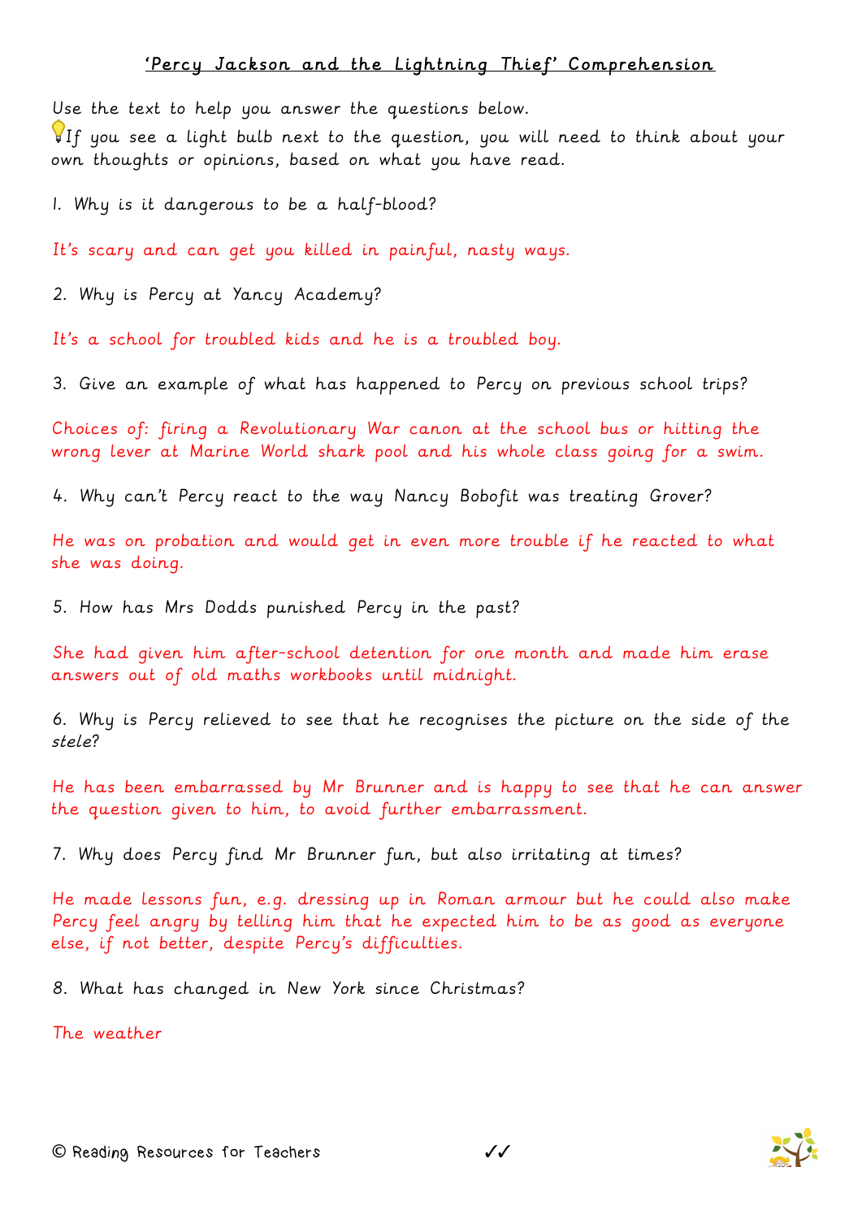## *'Percy Jackson and the Lightning Thief'* Comprehension

Use the text to help you answer the questions below.

💡If you see a light bulb next to the question, you will need to think about your own thoughts or opinions, based on what you have read.

1. Why is it dangerous to be a half-blood?

It's scary and can get you killed in painful, nasty ways.

2. Why is Percy at Yancy Academy?

It's a school for troubled kids and he is a troubled boy.

3. Give an example of what has happened to Percy on previous school trips?

Choices of: firing a Revolutionary War canon at the school bus or hitting the wrong lever at Marine World shark pool and his whole class going for a swim.

4. Why can't Percy react to the way Nancy Bobofit was treating Grover?

He was on probation and would get in even more trouble if he reacted to what she was doing.

5. How has Mrs Dodds punished Percy in the past?

She had given him after-school detention for one month and made him erase answers out of old maths workbooks until midnight.

6. Why is Percy relieved to see that he recognises the picture on the side of the *stele*?

He has been embarrassed by Mr Brunner and is happy to see that he can answer the question given to him, to avoid further embarrassment.

7. Why does Percy find Mr Brunner fun, but also irritating at times?

He made lessons fun, e.g. dressing up in Roman armour but he could also make Percy feel angry by telling him that he expected him to be as good as everyone else, if not better, despite Percy's difficulties.

8. What has changed in New York since Christmas?

The weather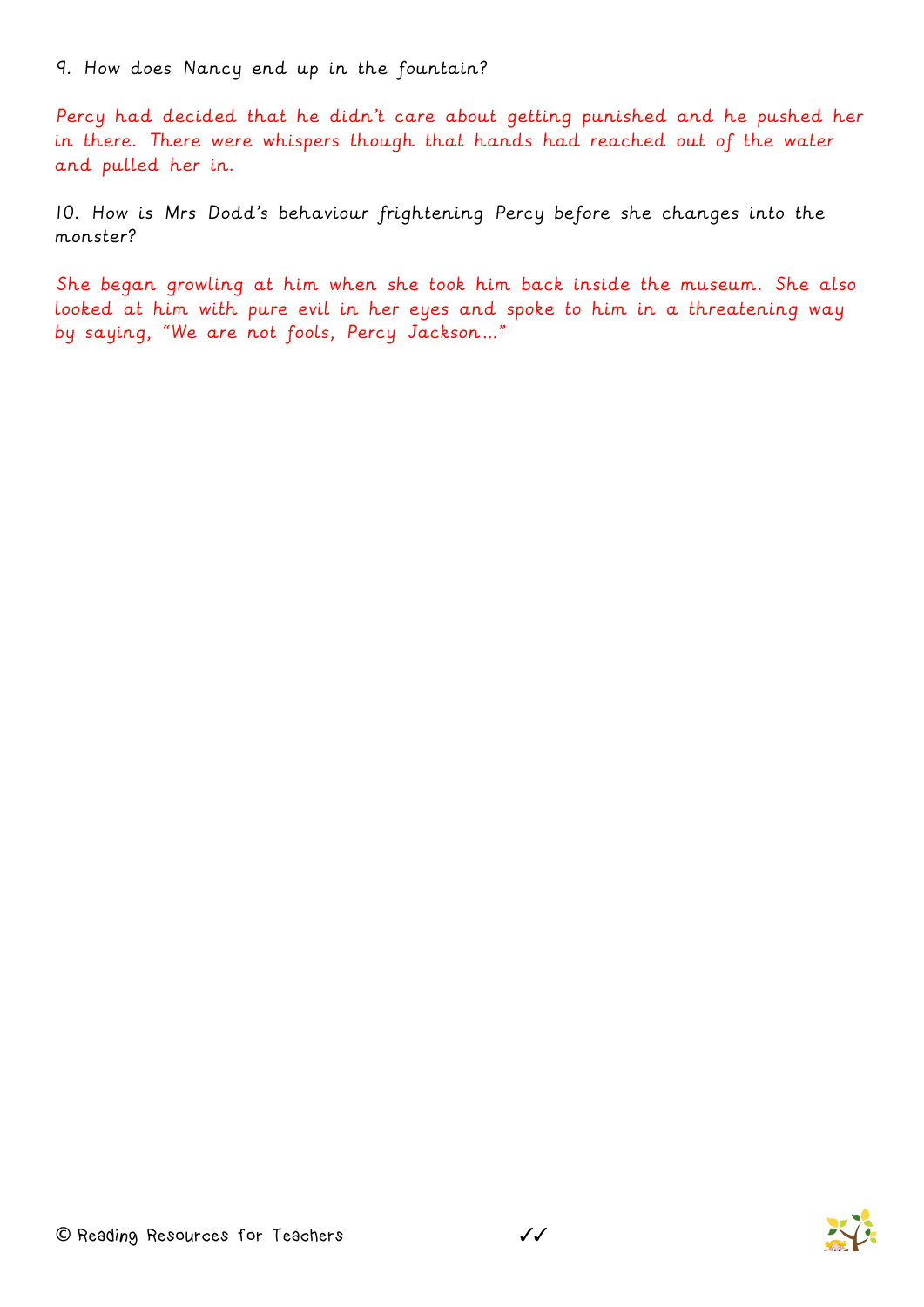9. How does Nancy end up in the fountain?

Percy had decided that he didn't care about getting punished and he pushed her in there. There were whispers though that hands had reached out of the water and pulled her in.

10. How is Mrs Dodd's behaviour frightening Percy before she changes into the monster?

She began growling at him when she took him back inside the museum. She also looked at him with pure evil in her eyes and spoke to him in a threatening way by saying, "We are not fools, Percy Jackson…"